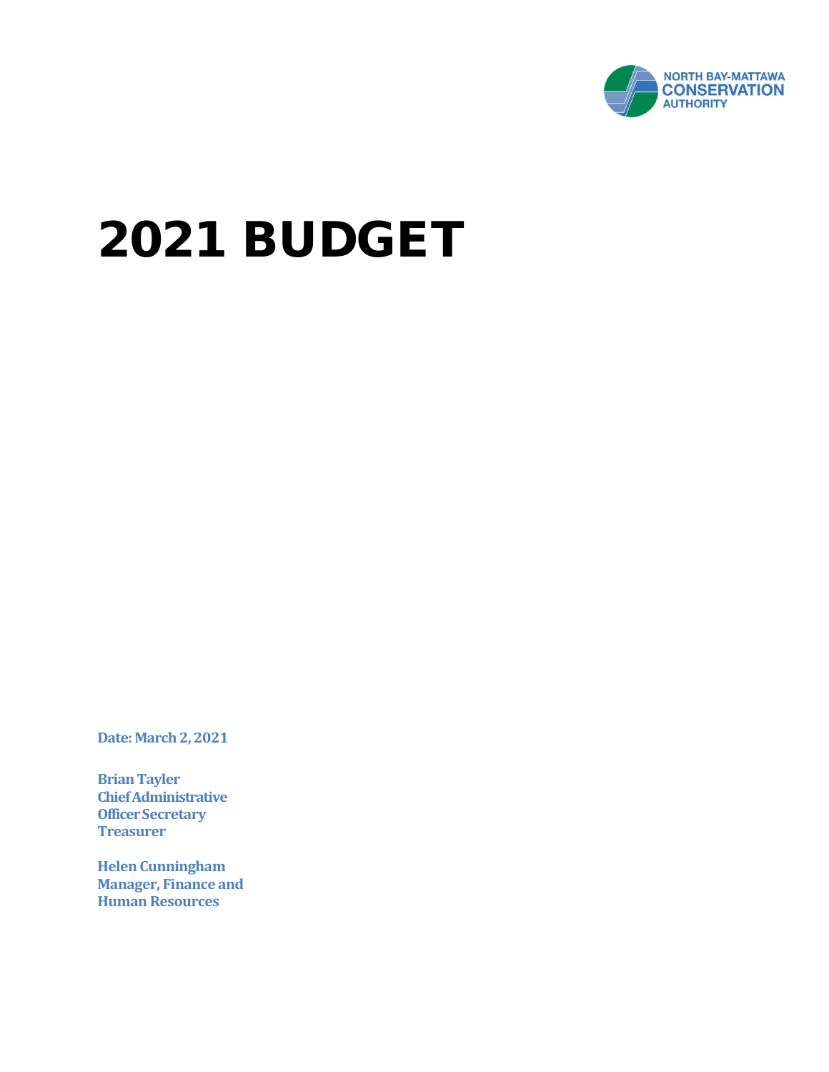NORTH BAY-MATTAWA
CONSERVATION
AUTHORITY

# 2021 BUDGET

**Date: March 2, 2021**

**Brian Tayler**
**Chief Administrative Officer Secretary Treasurer**

**Helen Cunningham**
**Manager, Finance and Human Resources**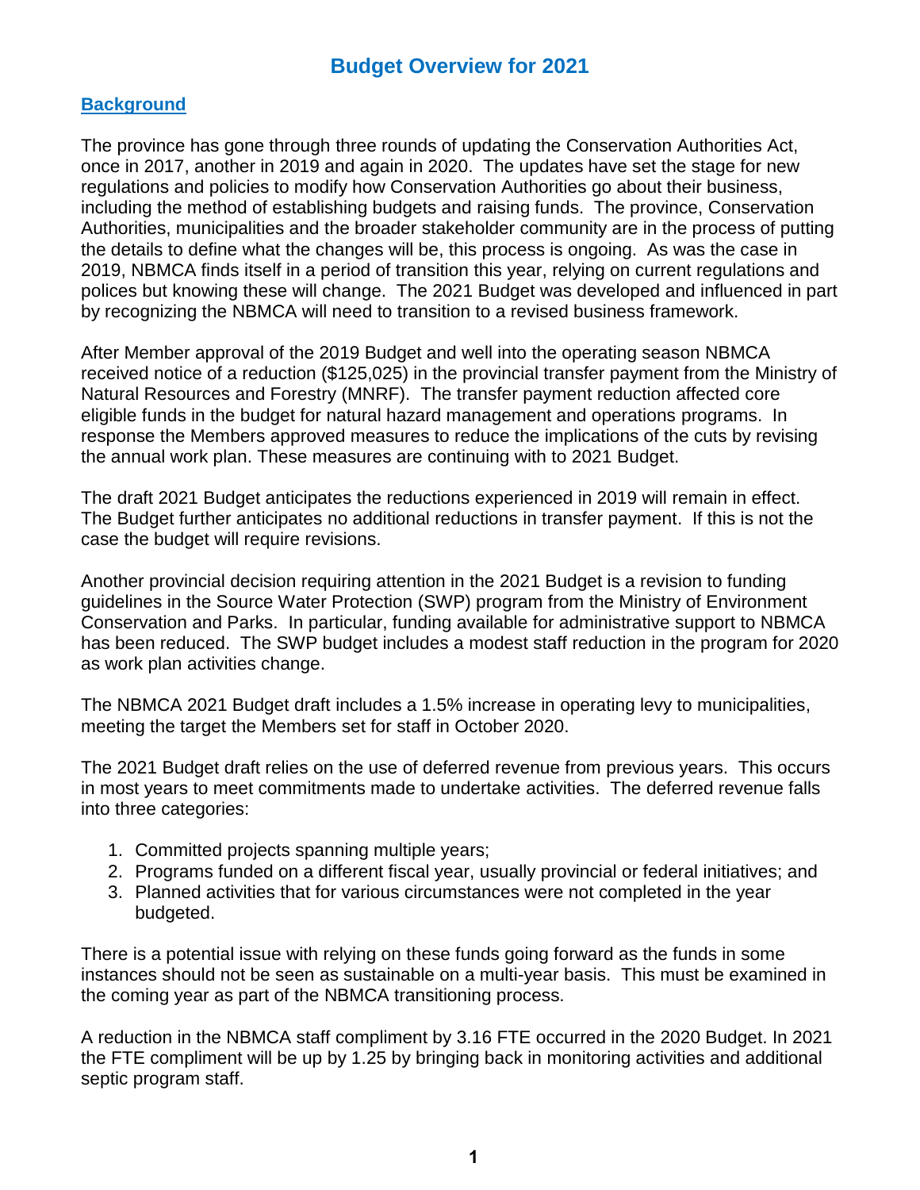# Budget Overview for 2021

## Background

The province has gone through three rounds of updating the Conservation Authorities Act, once in 2017, another in 2019 and again in 2020. The updates have set the stage for new regulations and policies to modify how Conservation Authorities go about their business, including the method of establishing budgets and raising funds. The province, Conservation Authorities, municipalities and the broader stakeholder community are in the process of putting the details to define what the changes will be, this process is ongoing. As was the case in 2019, NBMCA finds itself in a period of transition this year, relying on current regulations and polices but knowing these will change. The 2021 Budget was developed and influenced in part by recognizing the NBMCA will need to transition to a revised business framework.

After Member approval of the 2019 Budget and well into the operating season NBMCA received notice of a reduction ($125,025) in the provincial transfer payment from the Ministry of Natural Resources and Forestry (MNRF). The transfer payment reduction affected core eligible funds in the budget for natural hazard management and operations programs. In response the Members approved measures to reduce the implications of the cuts by revising the annual work plan. These measures are continuing with to 2021 Budget.

The draft 2021 Budget anticipates the reductions experienced in 2019 will remain in effect. The Budget further anticipates no additional reductions in transfer payment. If this is not the case the budget will require revisions.

Another provincial decision requiring attention in the 2021 Budget is a revision to funding guidelines in the Source Water Protection (SWP) program from the Ministry of Environment Conservation and Parks. In particular, funding available for administrative support to NBMCA has been reduced. The SWP budget includes a modest staff reduction in the program for 2020 as work plan activities change.

The NBMCA 2021 Budget draft includes a 1.5% increase in operating levy to municipalities, meeting the target the Members set for staff in October 2020.

The 2021 Budget draft relies on the use of deferred revenue from previous years. This occurs in most years to meet commitments made to undertake activities. The deferred revenue falls into three categories:

1. Committed projects spanning multiple years;
2. Programs funded on a different fiscal year, usually provincial or federal initiatives; and
3. Planned activities that for various circumstances were not completed in the year budgeted.

There is a potential issue with relying on these funds going forward as the funds in some instances should not be seen as sustainable on a multi-year basis. This must be examined in the coming year as part of the NBMCA transitioning process.

A reduction in the NBMCA staff compliment by 3.16 FTE occurred in the 2020 Budget. In 2021 the FTE compliment will be up by 1.25 by bringing back in monitoring activities and additional septic program staff.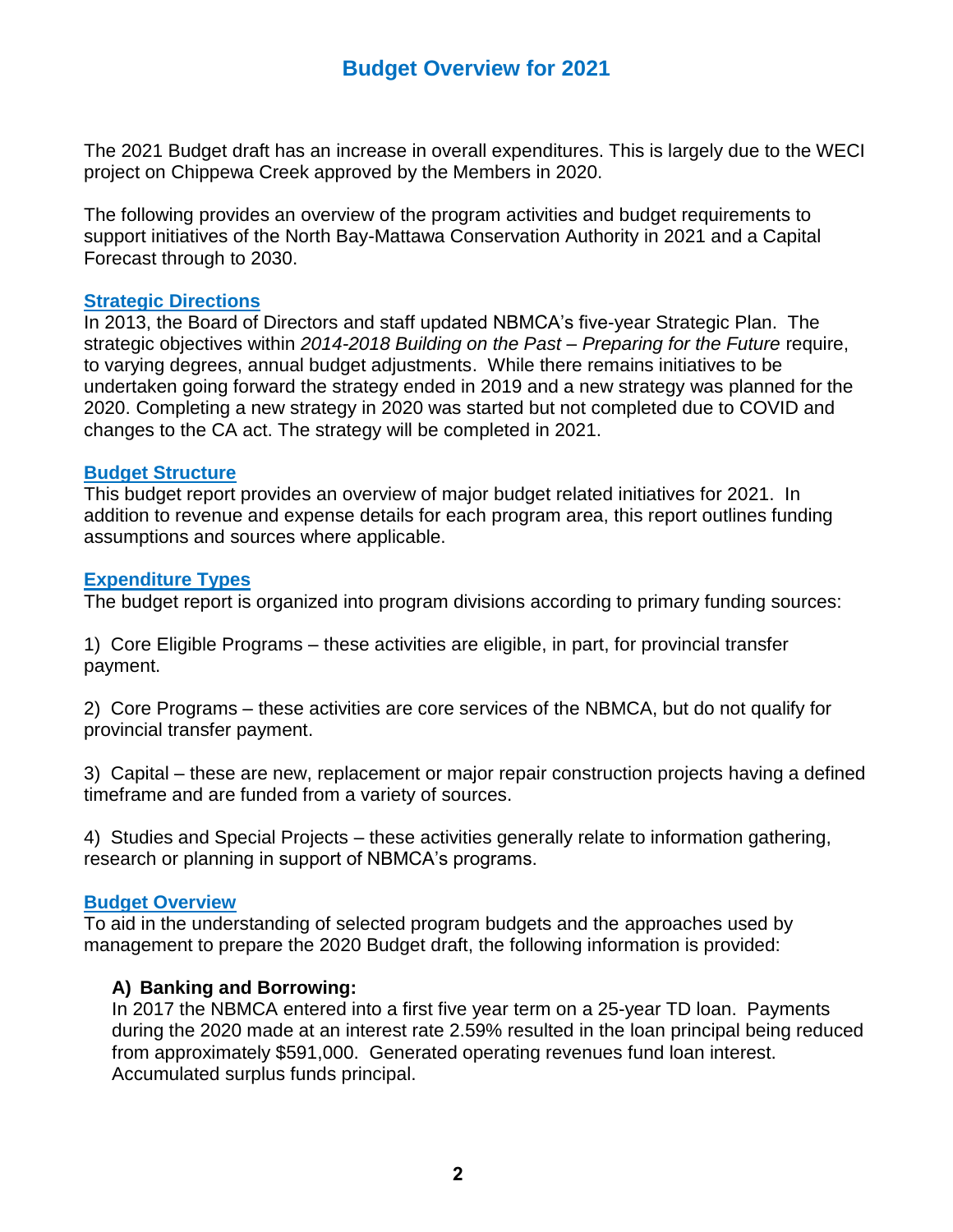# Budget Overview for 2021

The 2021 Budget draft has an increase in overall expenditures. This is largely due to the WECI project on Chippewa Creek approved by the Members in 2020.

The following provides an overview of the program activities and budget requirements to support initiatives of the North Bay-Mattawa Conservation Authority in 2021 and a Capital Forecast through to 2030.

## Strategic Directions

In 2013, the Board of Directors and staff updated NBMCA's five-year Strategic Plan. The strategic objectives within *2014-2018 Building on the Past – Preparing for the Future* require, to varying degrees, annual budget adjustments. While there remains initiatives to be undertaken going forward the strategy ended in 2019 and a new strategy was planned for the 2020. Completing a new strategy in 2020 was started but not completed due to COVID and changes to the CA act. The strategy will be completed in 2021.

## Budget Structure

This budget report provides an overview of major budget related initiatives for 2021. In addition to revenue and expense details for each program area, this report outlines funding assumptions and sources where applicable.

## Expenditure Types

The budget report is organized into program divisions according to primary funding sources:

1) Core Eligible Programs – these activities are eligible, in part, for provincial transfer payment.

2) Core Programs – these activities are core services of the NBMCA, but do not qualify for provincial transfer payment.

3) Capital – these are new, replacement or major repair construction projects having a defined timeframe and are funded from a variety of sources.

4) Studies and Special Projects – these activities generally relate to information gathering, research or planning in support of NBMCA's programs.

## Budget Overview

To aid in the understanding of selected program budgets and the approaches used by management to prepare the 2020 Budget draft, the following information is provided:

### A) Banking and Borrowing:

In 2017 the NBMCA entered into a first five year term on a 25-year TD loan. Payments during the 2020 made at an interest rate 2.59% resulted in the loan principal being reduced from approximately $591,000. Generated operating revenues fund loan interest. Accumulated surplus funds principal.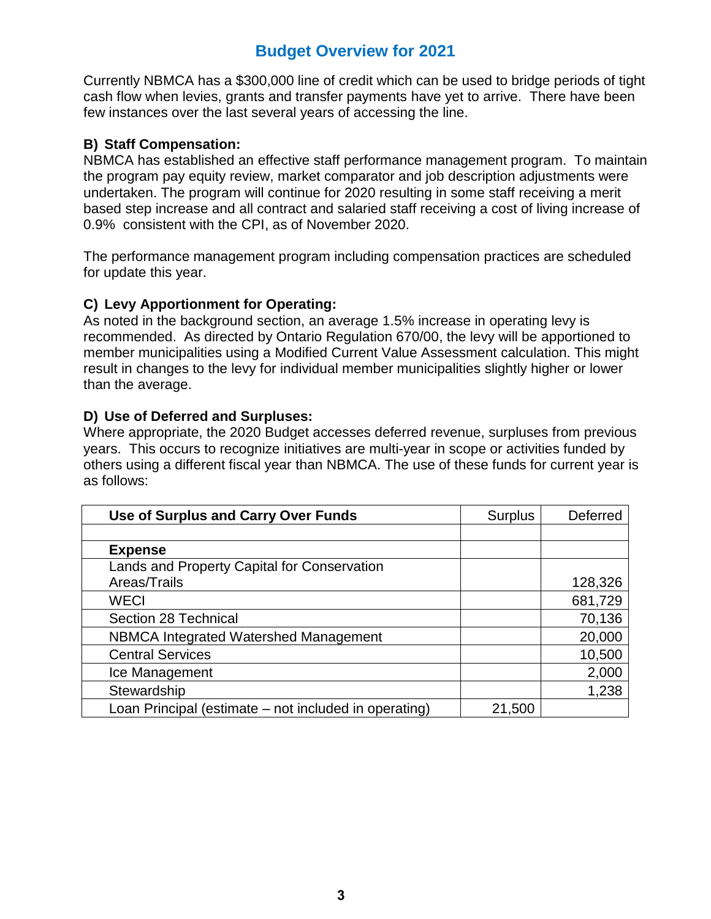# Budget Overview for 2021

Currently NBMCA has a $300,000 line of credit which can be used to bridge periods of tight cash flow when levies, grants and transfer payments have yet to arrive. There have been few instances over the last several years of accessing the line.

### B) Staff Compensation:

NBMCA has established an effective staff performance management program. To maintain the program pay equity review, market comparator and job description adjustments were undertaken. The program will continue for 2020 resulting in some staff receiving a merit based step increase and all contract and salaried staff receiving a cost of living increase of 0.9% consistent with the CPI, as of November 2020.

The performance management program including compensation practices are scheduled for update this year.

### C) Levy Apportionment for Operating:

As noted in the background section, an average 1.5% increase in operating levy is recommended. As directed by Ontario Regulation 670/00, the levy will be apportioned to member municipalities using a Modified Current Value Assessment calculation. This might result in changes to the levy for individual member municipalities slightly higher or lower than the average.

### D) Use of Deferred and Surpluses:

Where appropriate, the 2020 Budget accesses deferred revenue, surpluses from previous years. This occurs to recognize initiatives are multi-year in scope or activities funded by others using a different fiscal year than NBMCA. The use of these funds for current year is as follows:

| **Use of Surplus and Carry Over Funds** | Surplus | Deferred |
|---|---|---|
| | | |
| **Expense** | | |
| Lands and Property Capital for Conservation Areas/Trails | | 128,326 |
| WECI | | 681,729 |
| Section 28 Technical | | 70,136 |
| NBMCA Integrated Watershed Management | | 20,000 |
| Central Services | | 10,500 |
| Ice Management | | 2,000 |
| Stewardship | | 1,238 |
| Loan Principal (estimate – not included in operating) | 21,500 | |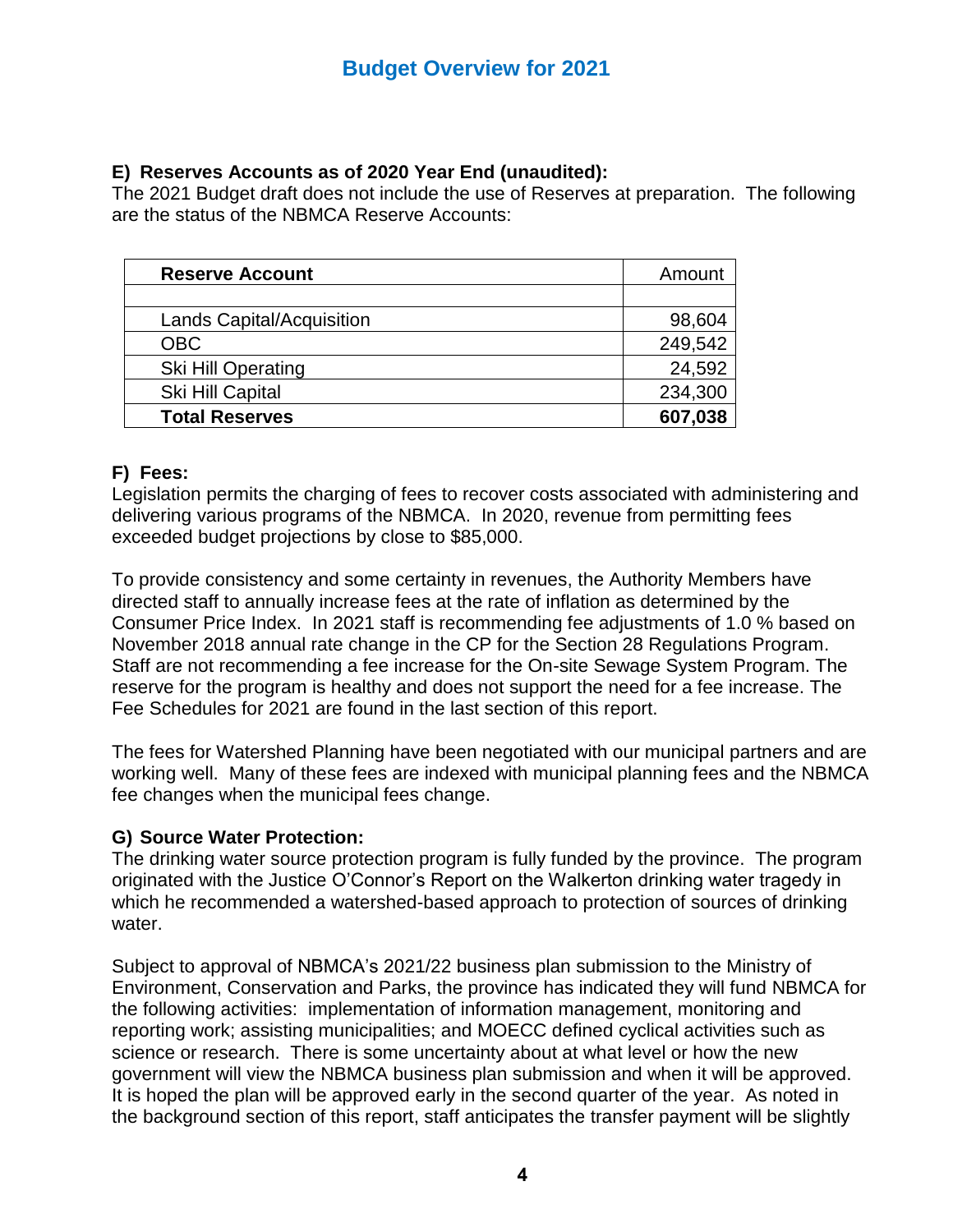# Budget Overview for 2021

### E) Reserves Accounts as of 2020 Year End (unaudited):

The 2021 Budget draft does not include the use of Reserves at preparation. The following are the status of the NBMCA Reserve Accounts:

| **Reserve Account** | Amount |
|---|---|
| | |
| Lands Capital/Acquisition | 98,604 |
| OBC | 249,542 |
| Ski Hill Operating | 24,592 |
| Ski Hill Capital | 234,300 |
| **Total Reserves** | **607,038** |

### F) Fees:

Legislation permits the charging of fees to recover costs associated with administering and delivering various programs of the NBMCA. In 2020, revenue from permitting fees exceeded budget projections by close to $85,000.

To provide consistency and some certainty in revenues, the Authority Members have directed staff to annually increase fees at the rate of inflation as determined by the Consumer Price Index. In 2021 staff is recommending fee adjustments of 1.0 % based on November 2018 annual rate change in the CP for the Section 28 Regulations Program. Staff are not recommending a fee increase for the On-site Sewage System Program. The reserve for the program is healthy and does not support the need for a fee increase. The Fee Schedules for 2021 are found in the last section of this report.

The fees for Watershed Planning have been negotiated with our municipal partners and are working well. Many of these fees are indexed with municipal planning fees and the NBMCA fee changes when the municipal fees change.

### G) Source Water Protection:

The drinking water source protection program is fully funded by the province. The program originated with the Justice O'Connor's Report on the Walkerton drinking water tragedy in which he recommended a watershed-based approach to protection of sources of drinking water.

Subject to approval of NBMCA's 2021/22 business plan submission to the Ministry of Environment, Conservation and Parks, the province has indicated they will fund NBMCA for the following activities: implementation of information management, monitoring and reporting work; assisting municipalities; and MOECC defined cyclical activities such as science or research. There is some uncertainty about at what level or how the new government will view the NBMCA business plan submission and when it will be approved. It is hoped the plan will be approved early in the second quarter of the year. As noted in the background section of this report, staff anticipates the transfer payment will be slightly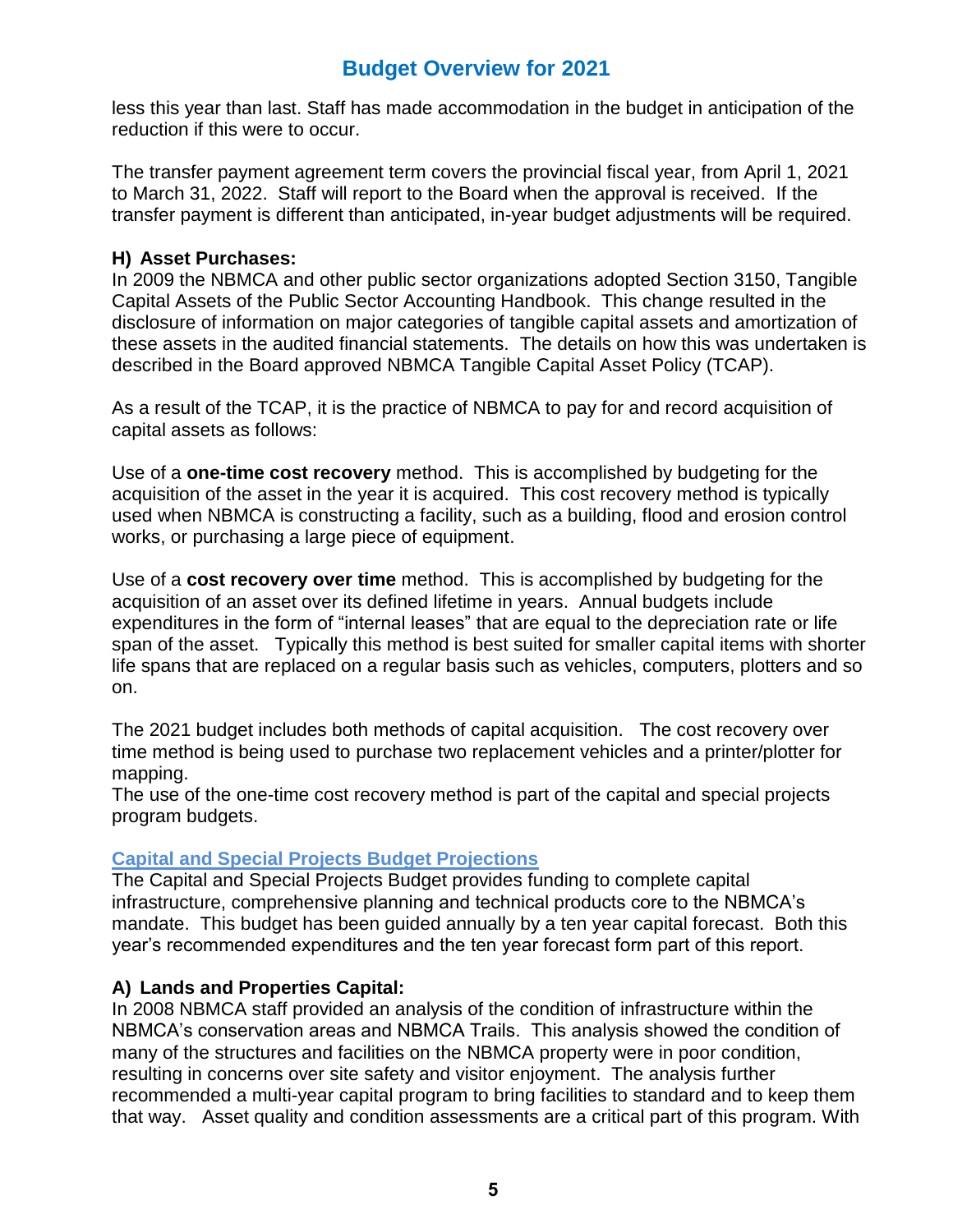less this year than last. Staff has made accommodation in the budget in anticipation of the reduction if this were to occur.

The transfer payment agreement term covers the provincial fiscal year, from April 1, 2021 to March 31, 2022. Staff will report to the Board when the approval is received. If the transfer payment is different than anticipated, in-year budget adjustments will be required.

### H) Asset Purchases:

In 2009 the NBMCA and other public sector organizations adopted Section 3150, Tangible Capital Assets of the Public Sector Accounting Handbook. This change resulted in the disclosure of information on major categories of tangible capital assets and amortization of these assets in the audited financial statements. The details on how this was undertaken is described in the Board approved NBMCA Tangible Capital Asset Policy (TCAP).

As a result of the TCAP, it is the practice of NBMCA to pay for and record acquisition of capital assets as follows:

Use of a **one-time cost recovery** method. This is accomplished by budgeting for the acquisition of the asset in the year it is acquired. This cost recovery method is typically used when NBMCA is constructing a facility, such as a building, flood and erosion control works, or purchasing a large piece of equipment.

Use of a **cost recovery over time** method. This is accomplished by budgeting for the acquisition of an asset over its defined lifetime in years. Annual budgets include expenditures in the form of "internal leases" that are equal to the depreciation rate or life span of the asset. Typically this method is best suited for smaller capital items with shorter life spans that are replaced on a regular basis such as vehicles, computers, plotters and so on.

The 2021 budget includes both methods of capital acquisition. The cost recovery over time method is being used to purchase two replacement vehicles and a printer/plotter for mapping.
The use of the one-time cost recovery method is part of the capital and special projects program budgets.

## Capital and Special Projects Budget Projections

The Capital and Special Projects Budget provides funding to complete capital infrastructure, comprehensive planning and technical products core to the NBMCA's mandate. This budget has been guided annually by a ten year capital forecast. Both this year's recommended expenditures and the ten year forecast form part of this report.

### A) Lands and Properties Capital:

In 2008 NBMCA staff provided an analysis of the condition of infrastructure within the NBMCA's conservation areas and NBMCA Trails. This analysis showed the condition of many of the structures and facilities on the NBMCA property were in poor condition, resulting in concerns over site safety and visitor enjoyment. The analysis further recommended a multi-year capital program to bring facilities to standard and to keep them that way. Asset quality and condition assessments are a critical part of this program. With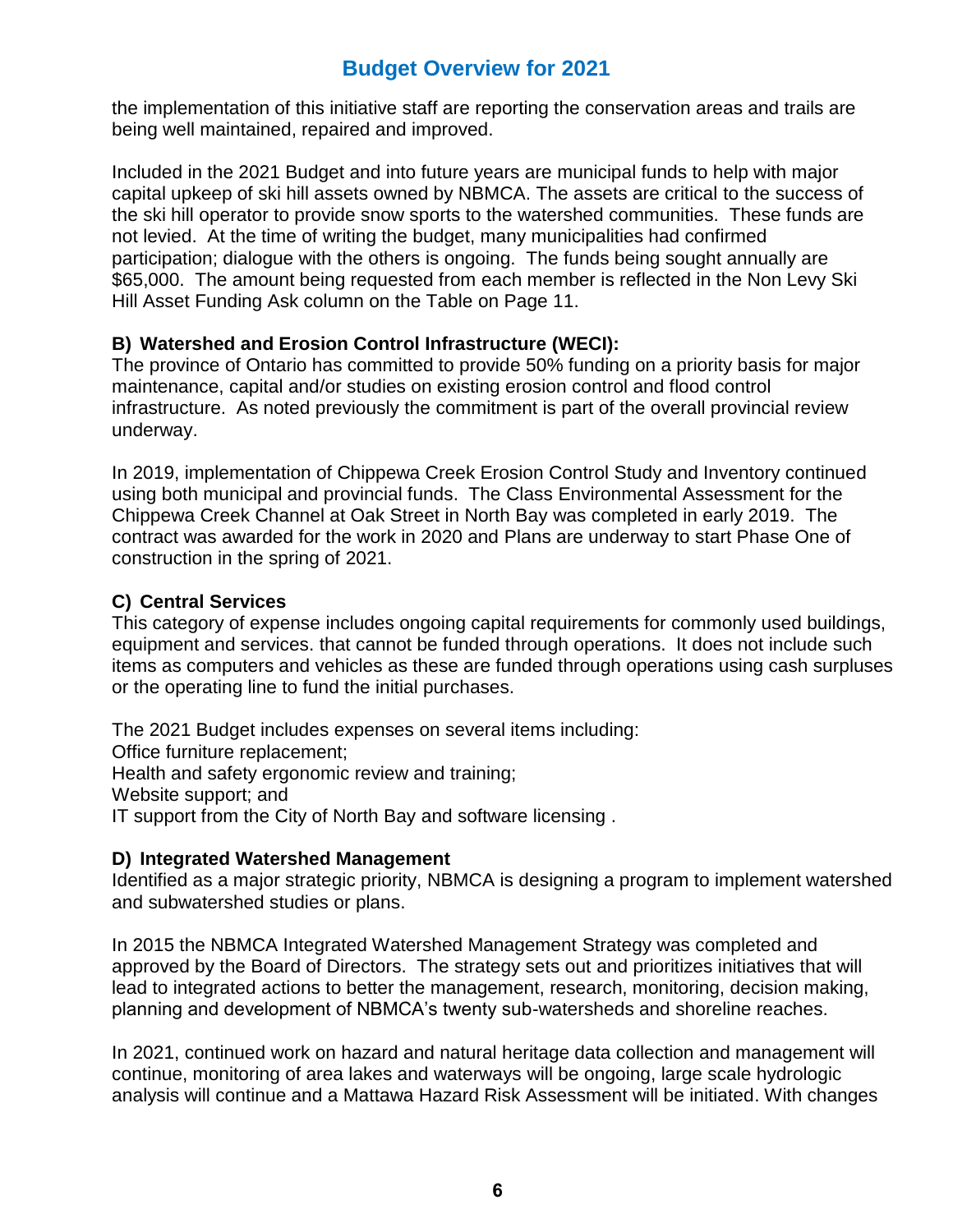the implementation of this initiative staff are reporting the conservation areas and trails are being well maintained, repaired and improved.

Included in the 2021 Budget and into future years are municipal funds to help with major capital upkeep of ski hill assets owned by NBMCA. The assets are critical to the success of the ski hill operator to provide snow sports to the watershed communities. These funds are not levied. At the time of writing the budget, many municipalities had confirmed participation; dialogue with the others is ongoing. The funds being sought annually are $65,000. The amount being requested from each member is reflected in the Non Levy Ski Hill Asset Funding Ask column on the Table on Page 11.

**B) Watershed and Erosion Control Infrastructure (WECI):**

The province of Ontario has committed to provide 50% funding on a priority basis for major maintenance, capital and/or studies on existing erosion control and flood control infrastructure. As noted previously the commitment is part of the overall provincial review underway.

In 2019, implementation of Chippewa Creek Erosion Control Study and Inventory continued using both municipal and provincial funds. The Class Environmental Assessment for the Chippewa Creek Channel at Oak Street in North Bay was completed in early 2019. The contract was awarded for the work in 2020 and Plans are underway to start Phase One of construction in the spring of 2021.

**C) Central Services**

This category of expense includes ongoing capital requirements for commonly used buildings, equipment and services. that cannot be funded through operations. It does not include such items as computers and vehicles as these are funded through operations using cash surpluses or the operating line to fund the initial purchases.

The 2021 Budget includes expenses on several items including:
Office furniture replacement;
Health and safety ergonomic review and training;
Website support; and
IT support from the City of North Bay and software licensing .

**D) Integrated Watershed Management**

Identified as a major strategic priority, NBMCA is designing a program to implement watershed and subwatershed studies or plans.

In 2015 the NBMCA Integrated Watershed Management Strategy was completed and approved by the Board of Directors. The strategy sets out and prioritizes initiatives that will lead to integrated actions to better the management, research, monitoring, decision making, planning and development of NBMCA's twenty sub-watersheds and shoreline reaches.

In 2021, continued work on hazard and natural heritage data collection and management will continue, monitoring of area lakes and waterways will be ongoing, large scale hydrologic analysis will continue and a Mattawa Hazard Risk Assessment will be initiated. With changes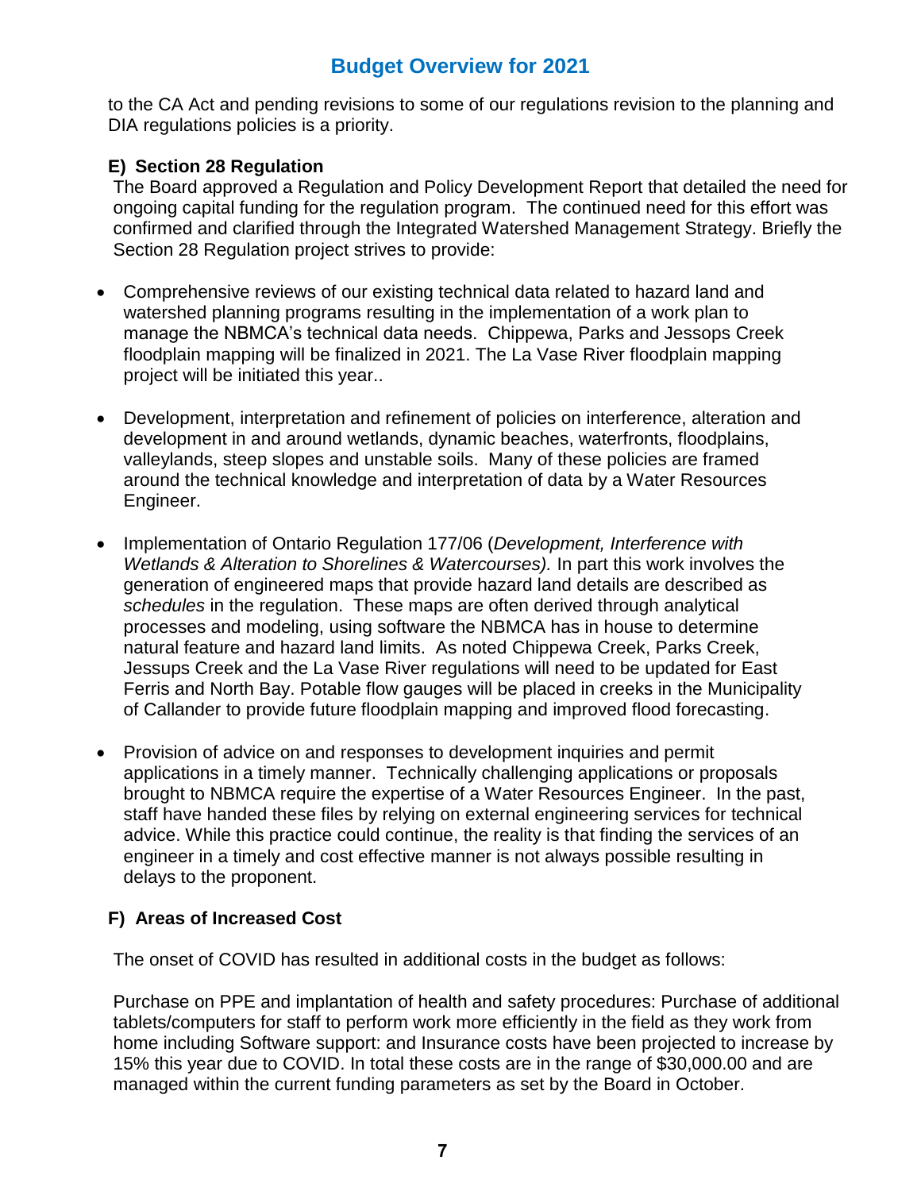to the CA Act and pending revisions to some of our regulations revision to the planning and DIA regulations policies is a priority.

### E) Section 28 Regulation

The Board approved a Regulation and Policy Development Report that detailed the need for ongoing capital funding for the regulation program. The continued need for this effort was confirmed and clarified through the Integrated Watershed Management Strategy. Briefly the Section 28 Regulation project strives to provide:

- Comprehensive reviews of our existing technical data related to hazard land and watershed planning programs resulting in the implementation of a work plan to manage the NBMCA's technical data needs. Chippewa, Parks and Jessops Creek floodplain mapping will be finalized in 2021. The La Vase River floodplain mapping project will be initiated this year..

- Development, interpretation and refinement of policies on interference, alteration and development in and around wetlands, dynamic beaches, waterfronts, floodplains, valleylands, steep slopes and unstable soils. Many of these policies are framed around the technical knowledge and interpretation of data by a Water Resources Engineer.

- Implementation of Ontario Regulation 177/06 (*Development, Interference with Wetlands & Alteration to Shorelines & Watercourses).* In part this work involves the generation of engineered maps that provide hazard land details are described as *schedules* in the regulation. These maps are often derived through analytical processes and modeling, using software the NBMCA has in house to determine natural feature and hazard land limits. As noted Chippewa Creek, Parks Creek, Jessups Creek and the La Vase River regulations will need to be updated for East Ferris and North Bay. Potable flow gauges will be placed in creeks in the Municipality of Callander to provide future floodplain mapping and improved flood forecasting.

- Provision of advice on and responses to development inquiries and permit applications in a timely manner. Technically challenging applications or proposals brought to NBMCA require the expertise of a Water Resources Engineer. In the past, staff have handed these files by relying on external engineering services for technical advice. While this practice could continue, the reality is that finding the services of an engineer in a timely and cost effective manner is not always possible resulting in delays to the proponent.

### F) Areas of Increased Cost

The onset of COVID has resulted in additional costs in the budget as follows:

Purchase on PPE and implantation of health and safety procedures: Purchase of additional tablets/computers for staff to perform work more efficiently in the field as they work from home including Software support: and Insurance costs have been projected to increase by 15% this year due to COVID. In total these costs are in the range of $30,000.00 and are managed within the current funding parameters as set by the Board in October.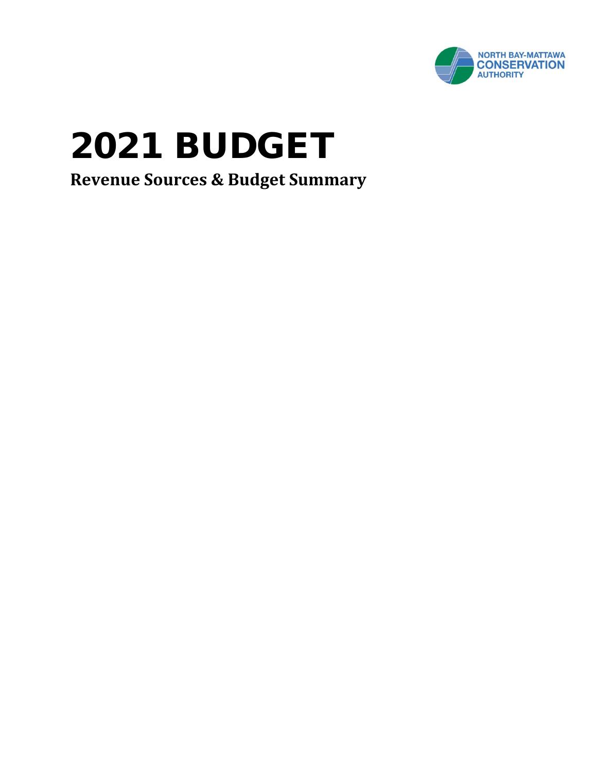NORTH BAY-MATTAWA
CONSERVATION
AUTHORITY

# 2021 BUDGET

## Revenue Sources & Budget Summary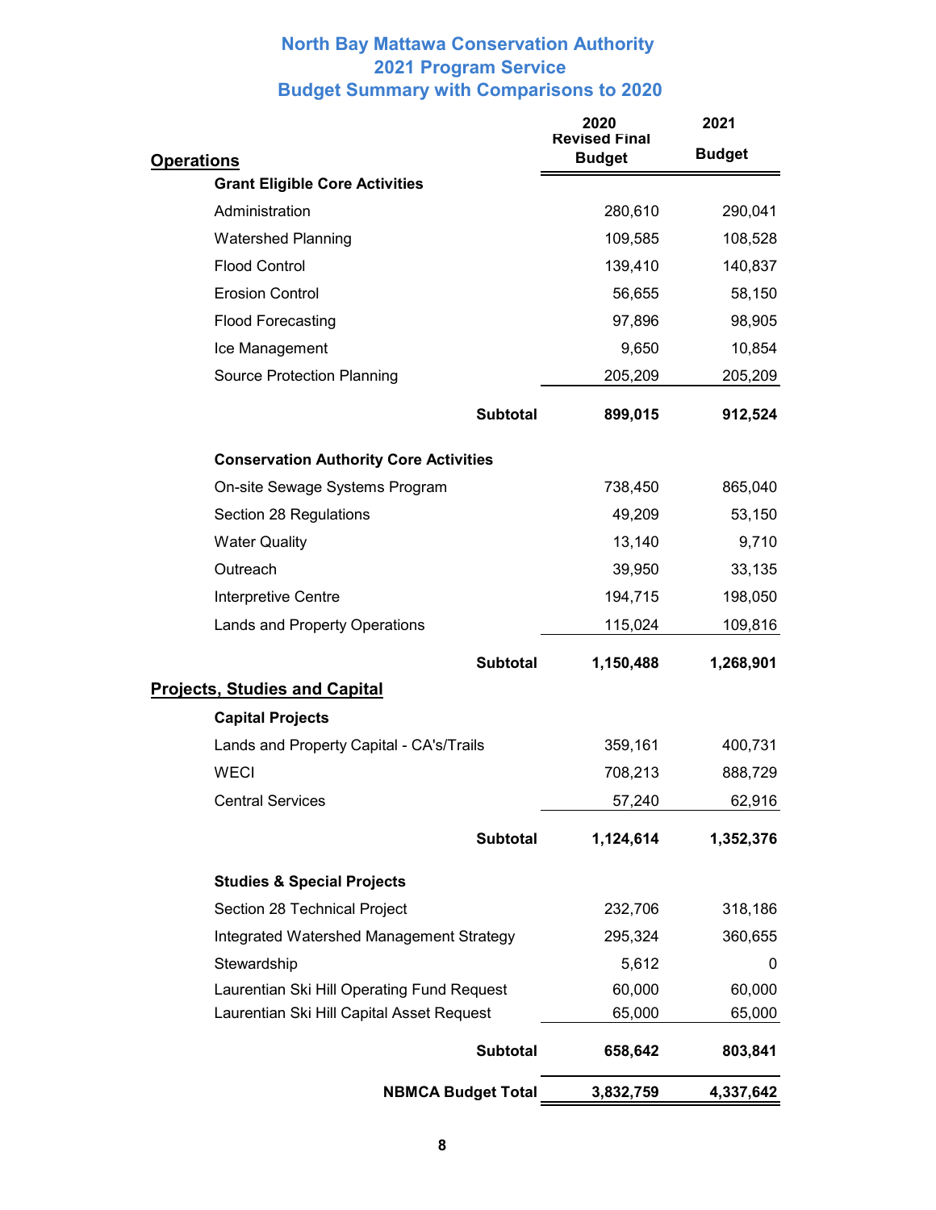# North Bay Mattawa Conservation Authority
# 2021 Program Service
# Budget Summary with Comparisons to 2020

| | 2020 Revised Final Budget | 2021 Budget |
|---|---|---|
| **Operations** | | |
| **Grant Eligible Core Activities** | | |
| Administration | 280,610 | 290,041 |
| Watershed Planning | 109,585 | 108,528 |
| Flood Control | 139,410 | 140,837 |
| Erosion Control | 56,655 | 58,150 |
| Flood Forecasting | 97,896 | 98,905 |
| Ice Management | 9,650 | 10,854 |
| Source Protection Planning | 205,209 | 205,209 |
| **Subtotal** | **899,015** | **912,524** |
| **Conservation Authority Core Activities** | | |
| On-site Sewage Systems Program | 738,450 | 865,040 |
| Section 28 Regulations | 49,209 | 53,150 |
| Water Quality | 13,140 | 9,710 |
| Outreach | 39,950 | 33,135 |
| Interpretive Centre | 194,715 | 198,050 |
| Lands and Property Operations | 115,024 | 109,816 |
| **Subtotal** | **1,150,488** | **1,268,901** |
| **Projects, Studies and Capital** | | |
| **Capital Projects** | | |
| Lands and Property Capital - CA's/Trails | 359,161 | 400,731 |
| WECI | 708,213 | 888,729 |
| Central Services | 57,240 | 62,916 |
| **Subtotal** | **1,124,614** | **1,352,376** |
| **Studies & Special Projects** | | |
| Section 28 Technical Project | 232,706 | 318,186 |
| Integrated Watershed Management Strategy | 295,324 | 360,655 |
| Stewardship | 5,612 | 0 |
| Laurentian Ski Hill Operating Fund Request | 60,000 | 60,000 |
| Laurentian Ski Hill Capital Asset Request | 65,000 | 65,000 |
| **Subtotal** | **658,642** | **803,841** |
| **NBMCA Budget Total** | **3,832,759** | **4,337,642** |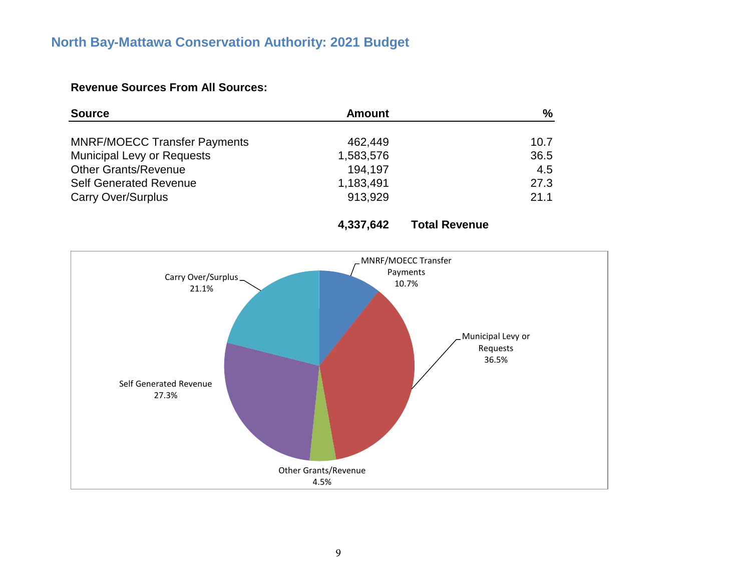# North Bay-Mattawa Conservation Authority: 2021 Budget

**Revenue Sources From All Sources:**

| Source | Amount | % |
|---|---|---|
| MNRF/MOECC Transfer Payments | 462,449 | 10.7 |
| Municipal Levy or Requests | 1,583,576 | 36.5 |
| Other Grants/Revenue | 194,197 | 4.5 |
| Self Generated Revenue | 1,183,491 | 27.3 |
| Carry Over/Surplus | 913,929 | 21.1 |
| | **4,337,642** | **Total Revenue** |

Carry Over/Surplus 21.1%

MNRF/MOECC Transfer Payments 10.7%

Municipal Levy or Requests 36.5%

Self Generated Revenue 27.3%

Other Grants/Revenue 4.5%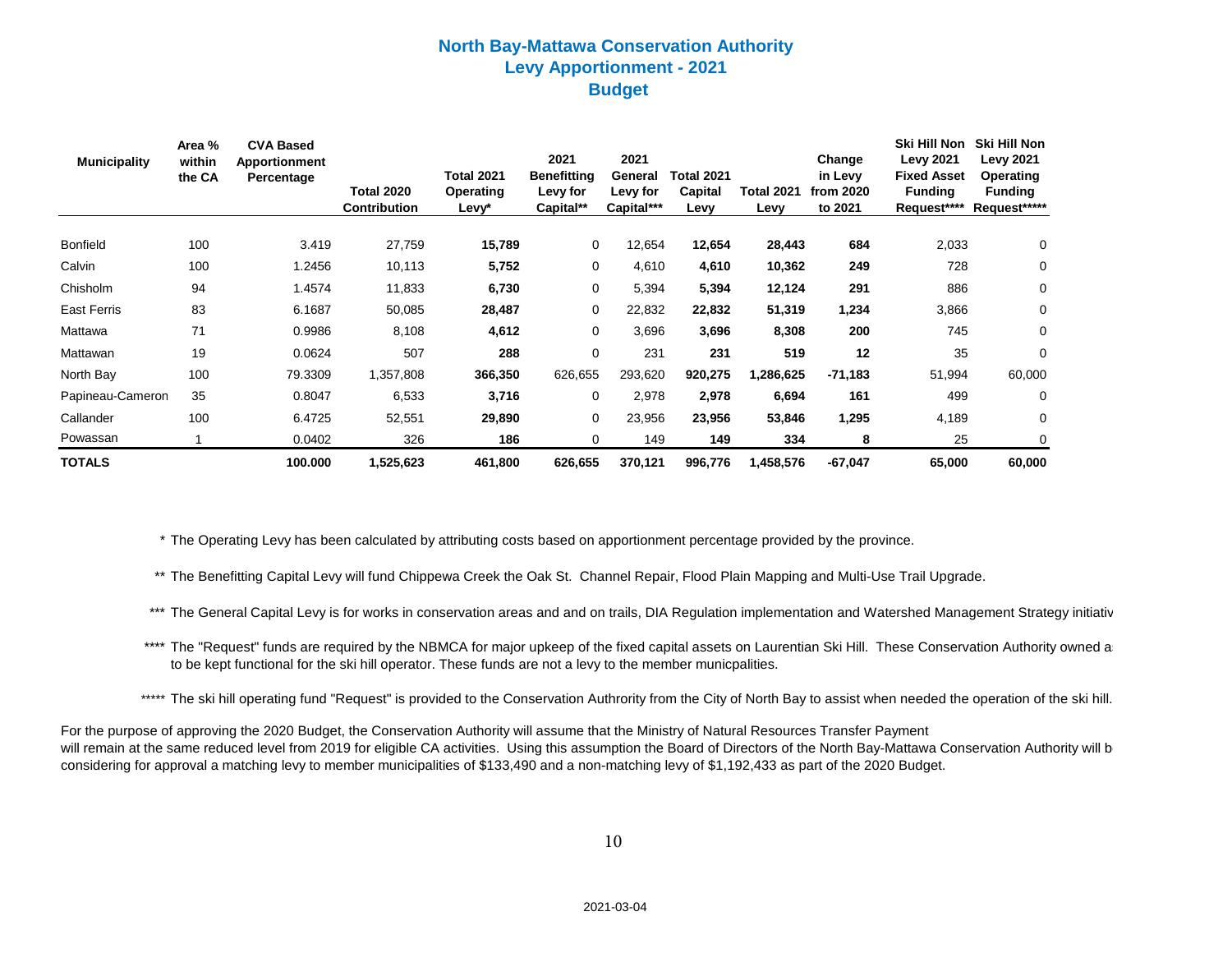# North Bay-Mattawa Conservation Authority
## Levy Apportionment - 2021
## Budget

| Municipality | Area % within the CA | CVA Based Apportionment Percentage | Total 2020 Contribution | Total 2021 Operating Levy* | 2021 Benefitting Levy for Capital** | 2021 General Levy for Capital*** | Total 2021 Capital Levy | Total 2021 Levy | Change in Levy from 2020 to 2021 | Ski Hill Non Levy 2021 Fixed Asset Funding Request**** | Ski Hill Non Levy 2021 Operating Funding Request***** |
|---|---|---|---|---|---|---|---|---|---|---|---|
| Bonfield | 100 | 3.419 | 27,759 | **15,789** | 0 | 12,654 | **12,654** | **28,443** | **684** | 2,033 | 0 |
| Calvin | 100 | 1.2456 | 10,113 | **5,752** | 0 | 4,610 | **4,610** | **10,362** | **249** | 728 | 0 |
| Chisholm | 94 | 1.4574 | 11,833 | **6,730** | 0 | 5,394 | **5,394** | **12,124** | **291** | 886 | 0 |
| East Ferris | 83 | 6.1687 | 50,085 | **28,487** | 0 | 22,832 | **22,832** | **51,319** | **1,234** | 3,866 | 0 |
| Mattawa | 71 | 0.9986 | 8,108 | **4,612** | 0 | 3,696 | **3,696** | **8,308** | **200** | 745 | 0 |
| Mattawan | 19 | 0.0624 | 507 | **288** | 0 | 231 | **231** | **519** | **12** | 35 | 0 |
| North Bay | 100 | 79.3309 | 1,357,808 | **366,350** | 626,655 | 293,620 | **920,275** | **1,286,625** | **-71,183** | 51,994 | 60,000 |
| Papineau-Cameron | 35 | 0.8047 | 6,533 | **3,716** | 0 | 2,978 | **2,978** | **6,694** | **161** | 499 | 0 |
| Callander | 100 | 6.4725 | 52,551 | **29,890** | 0 | 23,956 | **23,956** | **53,846** | **1,295** | 4,189 | 0 |
| Powassan | 1 | 0.0402 | 326 | **186** | 0 | 149 | **149** | **334** | **8** | 25 | 0 |
| **TOTALS** | | **100.000** | **1,525,623** | **461,800** | **626,655** | **370,121** | **996,776** | **1,458,576** | **-67,047** | **65,000** | **60,000** |

\* The Operating Levy has been calculated by attributing costs based on apportionment percentage provided by the province.

\** The Benefitting Capital Levy will fund Chippewa Creek the Oak St. Channel Repair, Flood Plain Mapping and Multi-Use Trail Upgrade.

\*** The General Capital Levy is for works in conservation areas and and on trails, DIA Regulation implementation and Watershed Management Strategy initiativ

\**** The "Request" funds are required by the NBMCA for major upkeep of the fixed capital assets on Laurentian Ski Hill. These Conservation Authority owned a to be kept functional for the ski hill operator. These funds are not a levy to the member municpalities.

\***** The ski hill operating fund "Request" is provided to the Conservation Authrority from the City of North Bay to assist when needed the operation of the ski hill.

For the purpose of approving the 2020 Budget, the Conservation Authority will assume that the Ministry of Natural Resources Transfer Payment will remain at the same reduced level from 2019 for eligible CA activities. Using this assumption the Board of Directors of the North Bay-Mattawa Conservation Authority will b considering for approval a matching levy to member municipalities of $133,490 and a non-matching levy of $1,192,433 as part of the 2020 Budget.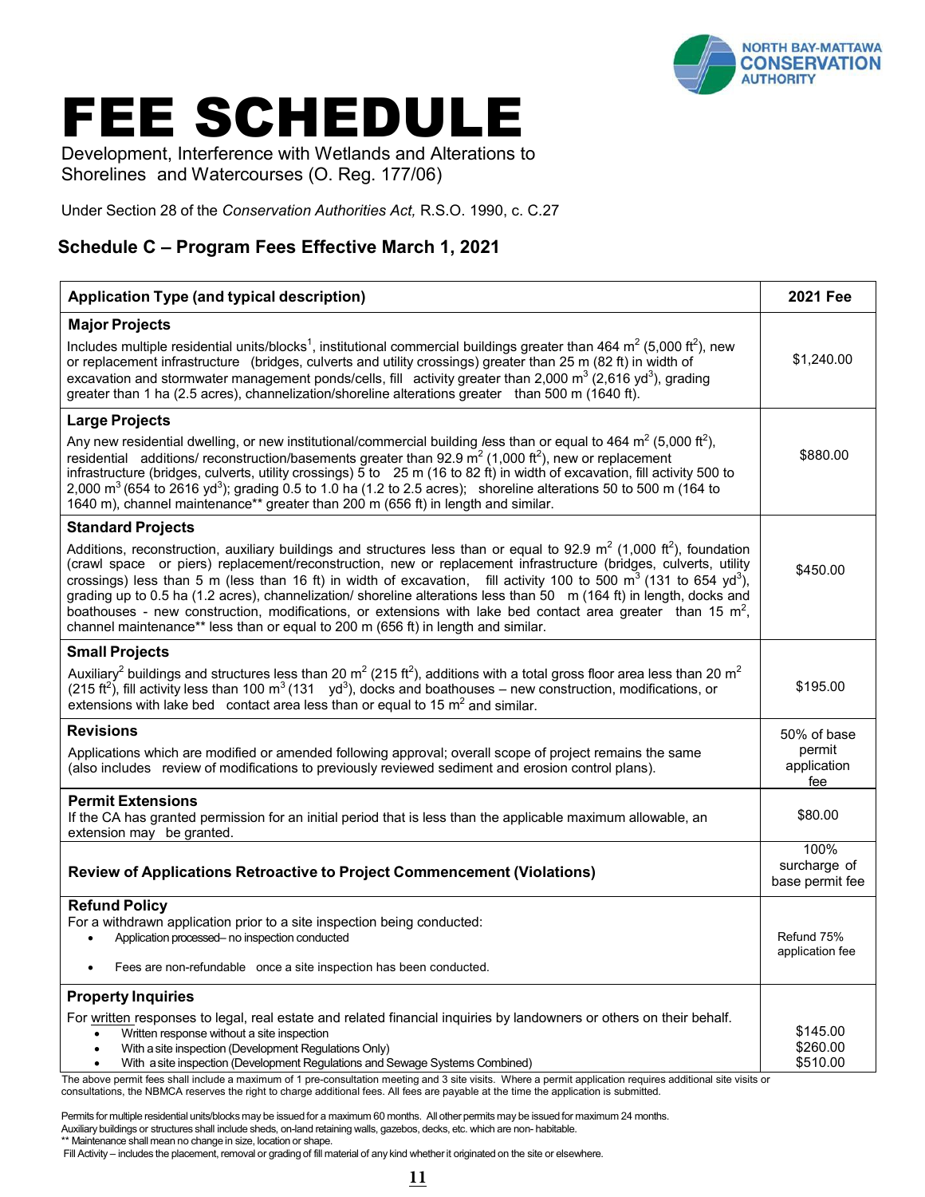NORTH BAY-MATTAWA CONSERVATION AUTHORITY

# FEE SCHEDULE

Development, Interference with Wetlands and Alterations to Shorelines and Watercourses (O. Reg. 177/06)

Under Section 28 of the *Conservation Authorities Act,* R.S.O. 1990, c. C.27

## Schedule C – Program Fees Effective March 1, 2021

| Application Type (and typical description) | 2021 Fee |
|---|---|
| **Major Projects**<br>Includes multiple residential units/blocks[1], institutional commercial buildings greater than 464 $m^2$ (5,000 $ft^2$), new or replacement infrastructure (bridges, culverts and utility crossings) greater than 25 m (82 ft) in width of excavation and stormwater management ponds/cells, fill activity greater than 2,000 $m^3$ (2,616 $yd^3$), grading greater than 1 ha (2.5 acres), channelization/shoreline alterations greater than 500 m (1640 ft). | $1,240.00 |
| **Large Projects**<br>Any new residential dwelling, or new institutional/commercial building less than or equal to 464 $m^2$ (5,000 $ft^2$), residential additions/ reconstruction/basements greater than 92.9 $m^2$ (1,000 $ft^2$), new or replacement infrastructure (bridges, culverts, utility crossings) 5 to 25 m (16 to 82 ft) in width of excavation, fill activity 500 to 2,000 $m^3$ (654 to 2616 $yd^3$); grading 0.5 to 1.0 ha (1.2 to 2.5 acres); shoreline alterations 50 to 500 m (164 to 1640 m), channel maintenance** greater than 200 m (656 ft) in length and similar. | $880.00 |
| **Standard Projects**<br>Additions, reconstruction, auxiliary buildings and structures less than or equal to 92.9 $m^2$ (1,000 $ft^2$), foundation (crawl space or piers) replacement/reconstruction, new or replacement infrastructure (bridges, culverts, utility crossings) less than 5 m (less than 16 ft) in width of excavation, fill activity 100 to 500 $m^3$ (131 to 654 $yd^3$), grading up to 0.5 ha (1.2 acres), channelization/ shoreline alterations less than 50 m (164 ft) in length, docks and boathouses - new construction, modifications, or extensions with lake bed contact area greater than 15 $m^2$, channel maintenance** less than or equal to 200 m (656 ft) in length and similar. | $450.00 |
| **Small Projects**<br>Auxiliary[2] buildings and structures less than 20 $m^2$ (215 $ft^2$), additions with a total gross floor area less than 20 $m^2$ (215 $ft^2$), fill activity less than 100 $m^3$ (131 $yd^3$), docks and boathouses – new construction, modifications, or extensions with lake bed contact area less than or equal to 15 $m^2$ and similar. | $195.00 |
| **Revisions**<br>Applications which are modified or amended following approval; overall scope of project remains the same (also includes review of modifications to previously reviewed sediment and erosion control plans). | 50% of base permit application fee |
| **Permit Extensions**<br>If the CA has granted permission for an initial period that is less than the applicable maximum allowable, an extension may be granted. | $80.00 |
| **Review of Applications Retroactive to Project Commencement (Violations)** | 100% surcharge of base permit fee |
| **Refund Policy**<br>For a withdrawn application prior to a site inspection being conducted:<br>• Application processed– no inspection conducted<br>• Fees are non-refundable once a site inspection has been conducted. | Refund 75% application fee |
| **Property Inquiries**<br>For written responses to legal, real estate and related financial inquiries by landowners or others on their behalf.<br>• Written response without a site inspection<br>• With a site inspection (Development Regulations Only)<br>• With a site inspection (Development Regulations and Sewage Systems Combined) | <br><br>$145.00<br>$260.00<br>$510.00 |

The above permit fees shall include a maximum of 1 pre-consultation meeting and 3 site visits. Where a permit application requires additional site visits or consultations, the NBMCA reserves the right to charge additional fees. All fees are payable at the time the application is submitted.

[1] Permits for multiple residential units/blocks may be issued for a maximum 60 months. All other permits may be issued for maximum 24 months.
[2] Auxiliary buildings or structures shall include sheds, on-land retaining walls, gazebos, decks, etc. which are non- habitable.
** Maintenance shall mean no change in size, location or shape.
Fill Activity – includes the placement, removal or grading of fill material of any kind whether it originated on the site or elsewhere.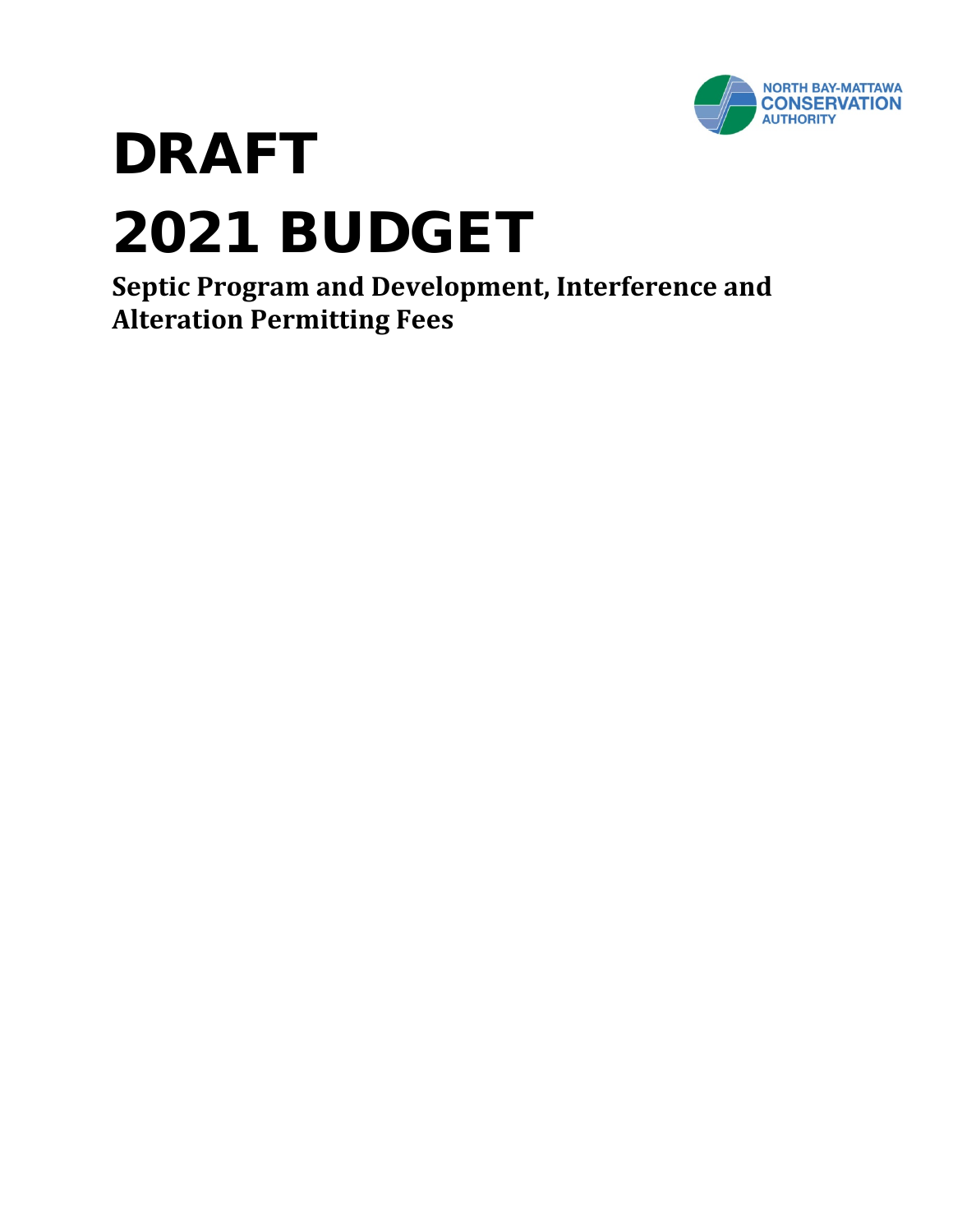# DRAFT 2021 BUDGET

**Septic Program and Development, Interference and Alteration Permitting Fees**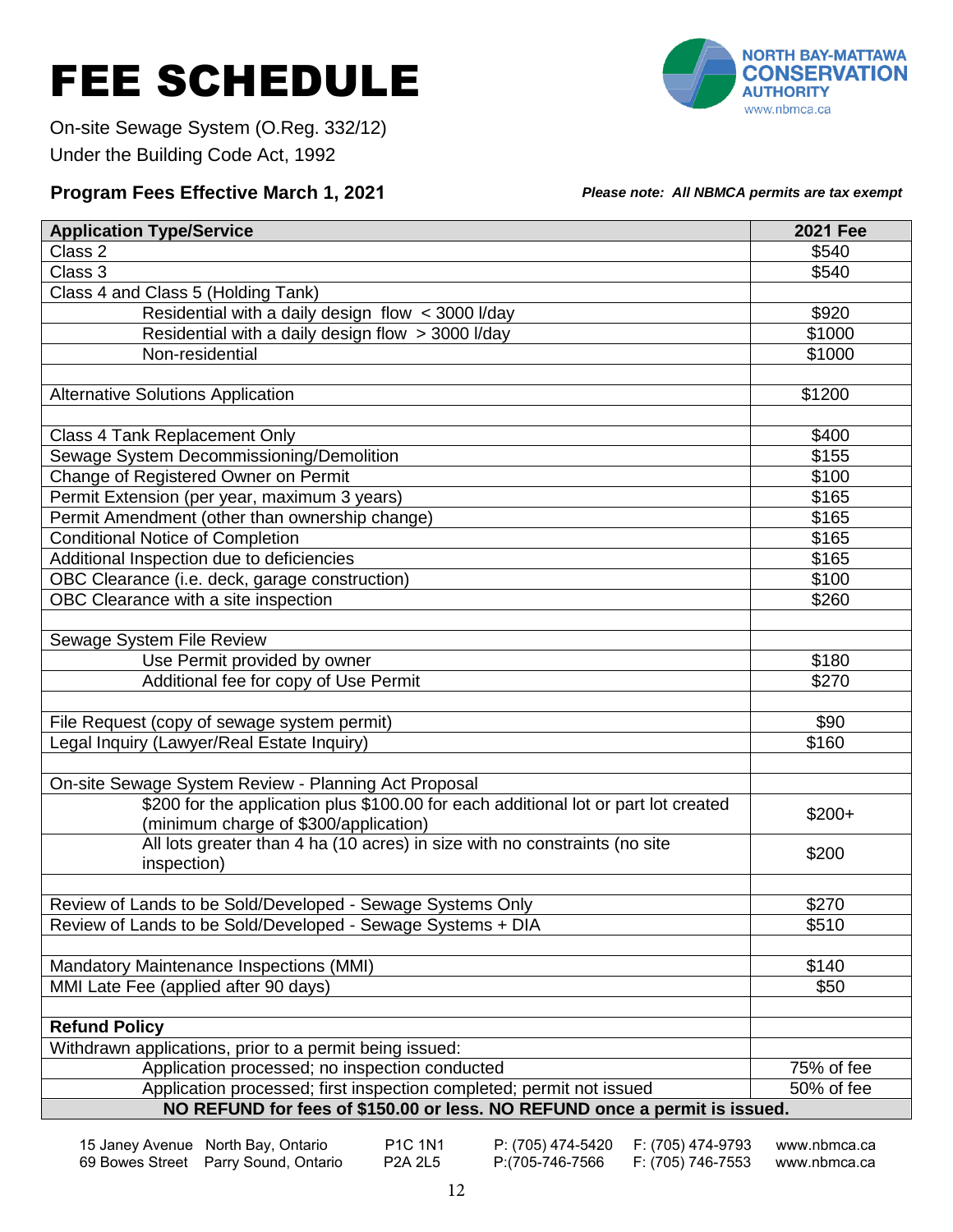# FEE SCHEDULE

On-site Sewage System (O.Reg. 332/12)
Under the Building Code Act, 1992

NORTH BAY-MATTAWA CONSERVATION AUTHORITY
www.nbmca.ca

**Program Fees Effective March 1, 2021**

***Please note: All NBMCA permits are tax exempt***

| Application Type/Service | 2021 Fee |
|---|---|
| Class 2 | $540 |
| Class 3 | $540 |
| Class 4 and Class 5 (Holding Tank) | |
| Residential with a daily design flow < 3000 l/day | $920 |
| Residential with a daily design flow > 3000 l/day | $1000 |
| Non-residential | $1000 |
| | |
| Alternative Solutions Application | $1200 |
| | |
| Class 4 Tank Replacement Only | $400 |
| Sewage System Decommissioning/Demolition | $155 |
| Change of Registered Owner on Permit | $100 |
| Permit Extension (per year, maximum 3 years) | $165 |
| Permit Amendment (other than ownership change) | $165 |
| Conditional Notice of Completion | $165 |
| Additional Inspection due to deficiencies | $165 |
| OBC Clearance (i.e. deck, garage construction) | $100 |
| OBC Clearance with a site inspection | $260 |
| | |
| Sewage System File Review | |
| Use Permit provided by owner | $180 |
| Additional fee for copy of Use Permit | $270 |
| | |
| File Request (copy of sewage system permit) | $90 |
| Legal Inquiry (Lawyer/Real Estate Inquiry) | $160 |
| | |
| On-site Sewage System Review - Planning Act Proposal | |
| $200 for the application plus $100.00 for each additional lot or part lot created (minimum charge of $300/application) | $200+ |
| All lots greater than 4 ha (10 acres) in size with no constraints (no site inspection) | $200 |
| | |
| Review of Lands to be Sold/Developed - Sewage Systems Only | $270 |
| Review of Lands to be Sold/Developed - Sewage Systems + DIA | $510 |
| | |
| Mandatory Maintenance Inspections (MMI) | $140 |
| MMI Late Fee (applied after 90 days) | $50 |
| | |
| **Refund Policy** | |
| Withdrawn applications, prior to a permit being issued: | |
| Application processed; no inspection conducted | 75% of fee |
| Application processed; first inspection completed; permit not issued | 50% of fee |
| **NO REFUND for fees of $150.00 or less. NO REFUND once a permit is issued.** | |

15 Janey Avenue North Bay, Ontario P1C 1N1 P: (705) 474-5420 F: (705) 474-9793 www.nbmca.ca
69 Bowes Street Parry Sound, Ontario P2A 2L5 P:(705-746-7566 F: (705) 746-7553 www.nbmca.ca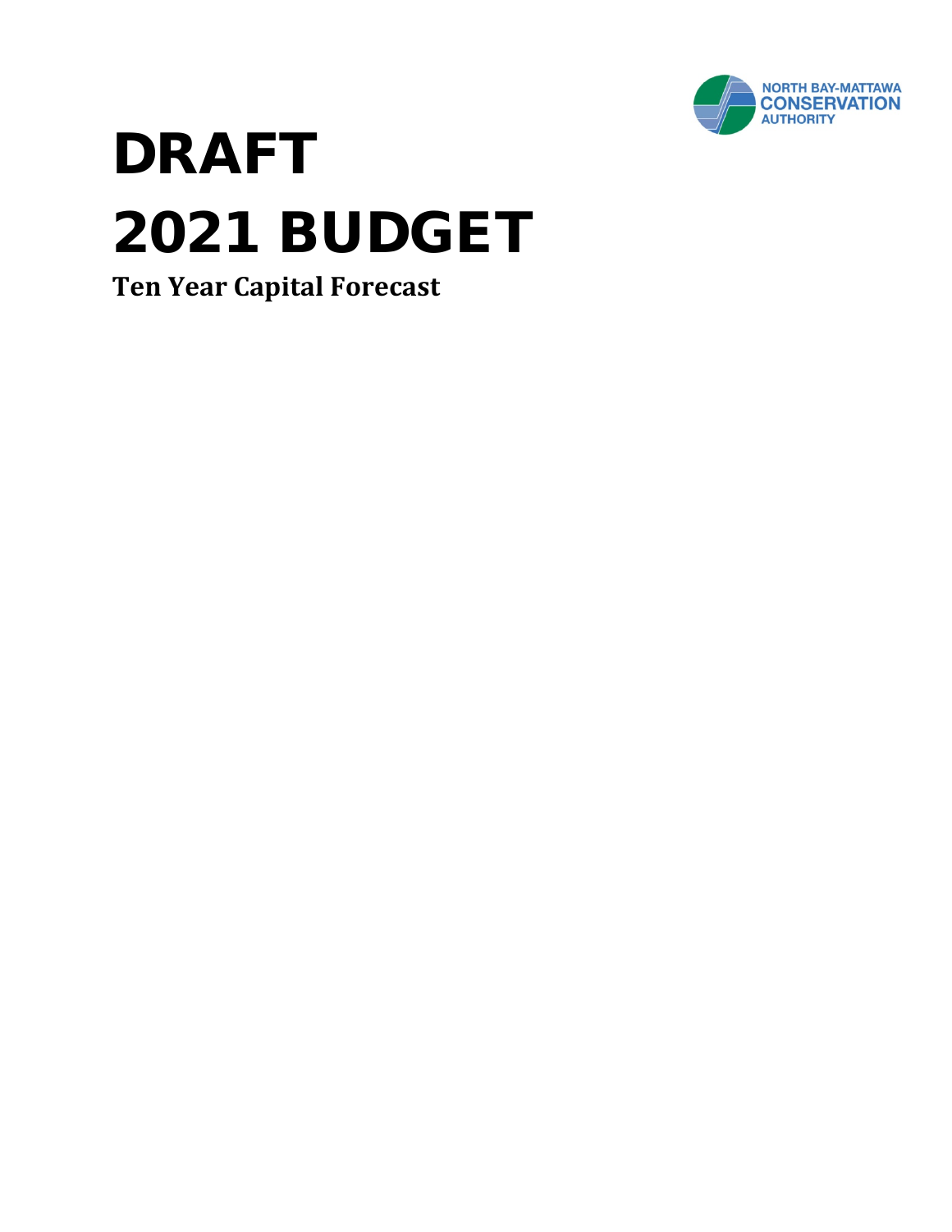NORTH BAY-MATTAWA
CONSERVATION
AUTHORITY

# DRAFT
# 2021 BUDGET

**Ten Year Capital Forecast**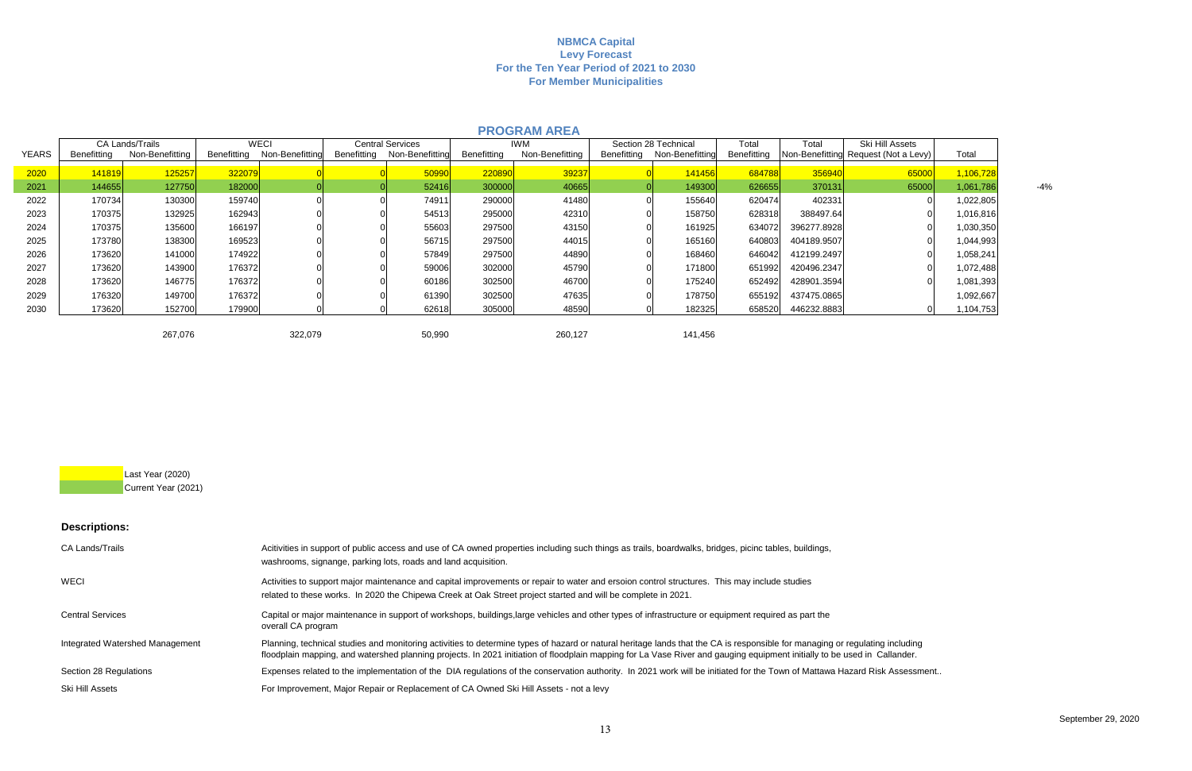# NBMCA Capital
## Levy Forecast
## For the Ten Year Period of 2021 to 2030
## For Member Municipalities

### PROGRAM AREA

| YEARS | CA Lands/Trails Benefitting | CA Lands/Trails Non-Benefitting | WECI Benefitting | WECI Non-Benefitting | Central Services Benefitting | Central Services Non-Benefitting | IWM Benefitting | IWM Non-Benefitting | Section 28 Technical Benefitting | Section 28 Technical Non-Benefitting | Total Benefitting | Total Non-Benefitting | Ski Hill Assets Request (Not a Levy) | Total | |
|---|---|---|---|---|---|---|---|---|---|---|---|---|---|---|---|
| 2020 | 141819 | 125257 | 322079 | 0 | 0 | 50990 | 220890 | 39237 | 0 | 141456 | 684788 | 356940 | 65000 | 1,106,728 | |
| 2021 | 144655 | 127750 | 182000 | 0 | 0 | 52416 | 300000 | 40665 | 0 | 149300 | 626655 | 370131 | 65000 | 1,061,786 | -4% |
| 2022 | 170734 | 130300 | 159740 | 0 | 0 | 74911 | 290000 | 41480 | 0 | 155640 | 620474 | 402331 | 0 | 1,022,805 | |
| 2023 | 170375 | 132925 | 162943 | 0 | 0 | 54513 | 295000 | 42310 | 0 | 158750 | 628318 | 388497.64 | 0 | 1,016,816 | |
| 2024 | 170375 | 135600 | 166197 | 0 | 0 | 55603 | 297500 | 43150 | 0 | 161925 | 634072 | 396277.8928 | 0 | 1,030,350 | |
| 2025 | 173780 | 138300 | 169523 | 0 | 0 | 56715 | 297500 | 44015 | 0 | 165160 | 640803 | 404189.9507 | 0 | 1,044,993 | |
| 2026 | 173620 | 141000 | 174922 | 0 | 0 | 57849 | 297500 | 44890 | 0 | 168460 | 646042 | 412199.2497 | 0 | 1,058,241 | |
| 2027 | 173620 | 143900 | 176372 | 0 | 0 | 59006 | 302000 | 45790 | 0 | 171800 | 651992 | 420496.2347 | 0 | 1,072,488 | |
| 2028 | 173620 | 146775 | 176372 | 0 | 0 | 60186 | 302500 | 46700 | 0 | 175240 | 652492 | 428901.3594 | 0 | 1,081,393 | |
| 2029 | 176320 | 149700 | 176372 | 0 | 0 | 61390 | 302500 | 47635 | 0 | 178750 | 655192 | 437475.0865 | | 1,092,667 | |
| 2030 | 173620 | 152700 | 179900 | 0 | 0 | 62618 | 305000 | 48590 | 0 | 182325 | 658520 | 446232.8883 | 0 | 1,104,753 | |
| | | 267,076 | | 322,079 | | 50,990 | | 260,127 | | 141,456 | | | | | |

Last Year (2020)
Current Year (2021)

### Descriptions:

| | |
|---|---|
| CA Lands/Trails | Acitivities in support of public access and use of CA owned properties including such things as trails, boardwalks, bridges, picinc tables, buildings, washrooms, signange, parking lots, roads and land acquisition. |
| WECI | Activities to support major maintenance and capital improvements or repair to water and ersoion control structures. This may include studies related to these works. In 2020 the Chipewa Creek at Oak Street project started and will be complete in 2021. |
| Central Services | Capital or major maintenance in support of workshops, buildings,large vehicles and other types of infrastructure or equipment required as part the overall CA program |
| Integrated Watershed Management | Planning, technical studies and monitoring activities to determine types of hazard or natural heritage lands that the CA is responsible for managing or regulating including floodplain mapping, and watershed planning projects. In 2021 initiation of floodplain mapping for La Vase River and gauging equipment initially to be used in Callander. |
| Section 28 Regulations | Expenses related to the implementation of the DIA regulations of the conservation authority. In 2021 work will be initiated for the Town of Mattawa Hazard Risk Assessment.. |
| Ski Hill Assets | For Improvement, Major Repair or Replacement of CA Owned Ski Hill Assets - not a levy |

September 29, 2020